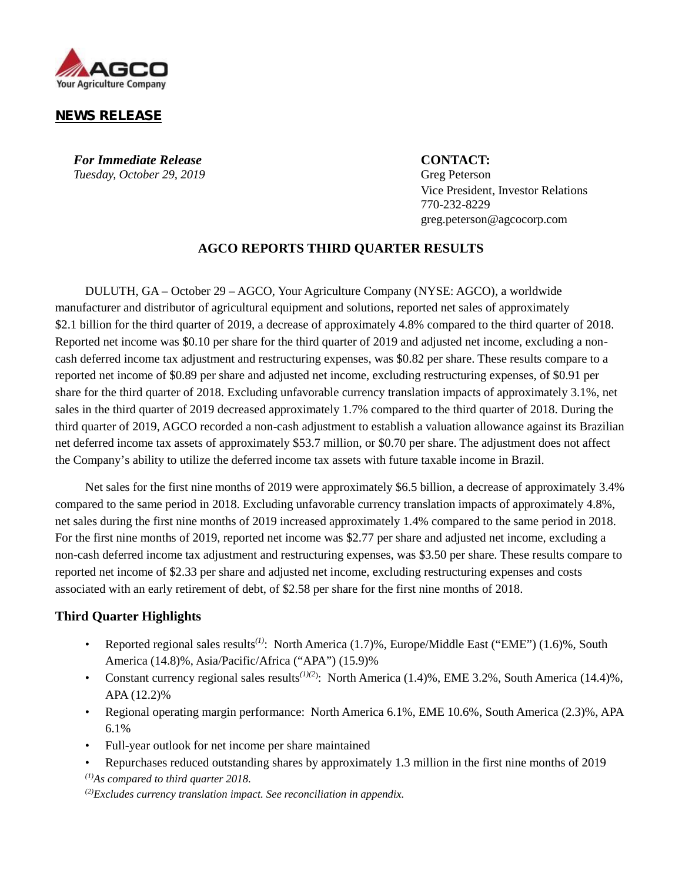AGCO
Your Agriculture Company

**NEWS RELEASE**

***For Immediate Release***
*Tuesday, October 29, 2019*

**CONTACT:**
Greg Peterson
Vice President, Investor Relations
770-232-8229
greg.peterson@agcocorp.com

## AGCO REPORTS THIRD QUARTER RESULTS

DULUTH, GA – October 29 – AGCO, Your Agriculture Company (NYSE: AGCO), a worldwide manufacturer and distributor of agricultural equipment and solutions, reported net sales of approximately $2.1 billion for the third quarter of 2019, a decrease of approximately 4.8% compared to the third quarter of 2018. Reported net income was $0.10 per share for the third quarter of 2019 and adjusted net income, excluding a non-cash deferred income tax adjustment and restructuring expenses, was $0.82 per share. These results compare to a reported net income of $0.89 per share and adjusted net income, excluding restructuring expenses, of $0.91 per share for the third quarter of 2018. Excluding unfavorable currency translation impacts of approximately 3.1%, net sales in the third quarter of 2019 decreased approximately 1.7% compared to the third quarter of 2018. During the third quarter of 2019, AGCO recorded a non-cash adjustment to establish a valuation allowance against its Brazilian net deferred income tax assets of approximately $53.7 million, or $0.70 per share. The adjustment does not affect the Company's ability to utilize the deferred income tax assets with future taxable income in Brazil.

Net sales for the first nine months of 2019 were approximately $6.5 billion, a decrease of approximately 3.4% compared to the same period in 2018. Excluding unfavorable currency translation impacts of approximately 4.8%, net sales during the first nine months of 2019 increased approximately 1.4% compared to the same period in 2018. For the first nine months of 2019, reported net income was $2.77 per share and adjusted net income, excluding a non-cash deferred income tax adjustment and restructuring expenses, was $3.50 per share. These results compare to reported net income of $2.33 per share and adjusted net income, excluding restructuring expenses and costs associated with an early retirement of debt, of $2.58 per share for the first nine months of 2018.

### Third Quarter Highlights

- Reported regional sales results[(1)]: North America (1.7)%, Europe/Middle East ("EME") (1.6)%, South America (14.8)%, Asia/Pacific/Africa ("APA") (15.9)%
- Constant currency regional sales results[(1)(2)]: North America (1.4)%, EME 3.2%, South America (14.4)%, APA (12.2)%
- Regional operating margin performance: North America 6.1%, EME 10.6%, South America (2.3)%, APA 6.1%
- Full-year outlook for net income per share maintained
- Repurchases reduced outstanding shares by approximately 1.3 million in the first nine months of 2019

[(1)]*As compared to third quarter 2018.*

[(2)]*Excludes currency translation impact. See reconciliation in appendix.*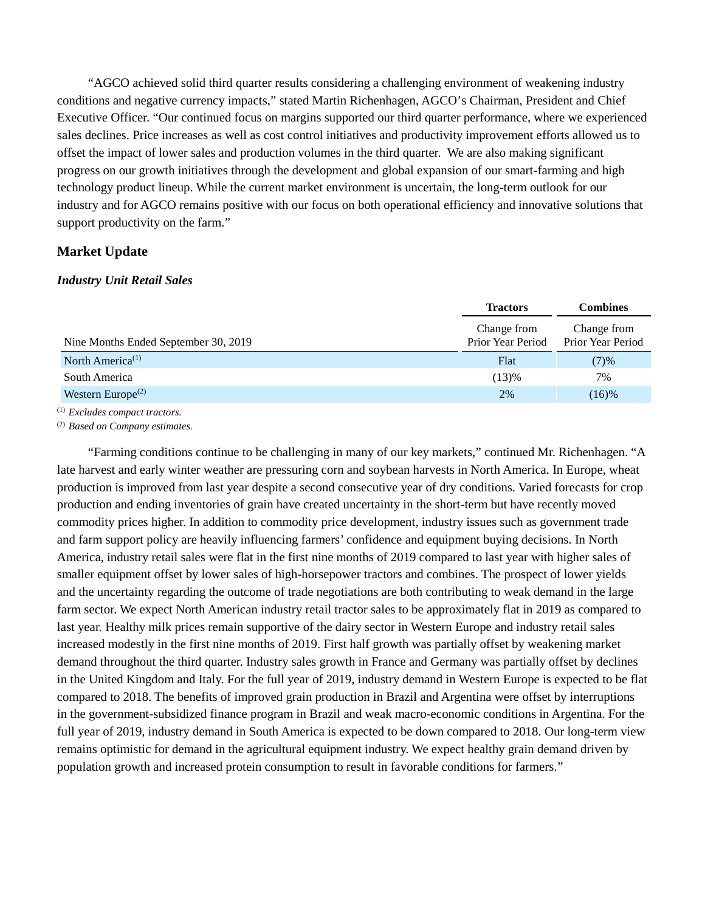"AGCO achieved solid third quarter results considering a challenging environment of weakening industry conditions and negative currency impacts," stated Martin Richenhagen, AGCO's Chairman, President and Chief Executive Officer. "Our continued focus on margins supported our third quarter performance, where we experienced sales declines. Price increases as well as cost control initiatives and productivity improvement efforts allowed us to offset the impact of lower sales and production volumes in the third quarter. We are also making significant progress on our growth initiatives through the development and global expansion of our smart-farming and high technology product lineup. While the current market environment is uncertain, the long-term outlook for our industry and for AGCO remains positive with our focus on both operational efficiency and innovative solutions that support productivity on the farm."

## Market Update

***Industry Unit Retail Sales***

| | Tractors | Combines |
|---|---|---|
| Nine Months Ended September 30, 2019 | Change from Prior Year Period | Change from Prior Year Period |
| North America[1] | Flat | (7)% |
| South America | (13)% | 7% |
| Western Europe[2] | 2% | (16)% |

[1] *Excludes compact tractors.*

[2] *Based on Company estimates.*

"Farming conditions continue to be challenging in many of our key markets," continued Mr. Richenhagen. "A late harvest and early winter weather are pressuring corn and soybean harvests in North America. In Europe, wheat production is improved from last year despite a second consecutive year of dry conditions. Varied forecasts for crop production and ending inventories of grain have created uncertainty in the short-term but have recently moved commodity prices higher. In addition to commodity price development, industry issues such as government trade and farm support policy are heavily influencing farmers' confidence and equipment buying decisions. In North America, industry retail sales were flat in the first nine months of 2019 compared to last year with higher sales of smaller equipment offset by lower sales of high-horsepower tractors and combines. The prospect of lower yields and the uncertainty regarding the outcome of trade negotiations are both contributing to weak demand in the large farm sector. We expect North American industry retail tractor sales to be approximately flat in 2019 as compared to last year. Healthy milk prices remain supportive of the dairy sector in Western Europe and industry retail sales increased modestly in the first nine months of 2019. First half growth was partially offset by weakening market demand throughout the third quarter. Industry sales growth in France and Germany was partially offset by declines in the United Kingdom and Italy. For the full year of 2019, industry demand in Western Europe is expected to be flat compared to 2018. The benefits of improved grain production in Brazil and Argentina were offset by interruptions in the government-subsidized finance program in Brazil and weak macro-economic conditions in Argentina. For the full year of 2019, industry demand in South America is expected to be down compared to 2018. Our long-term view remains optimistic for demand in the agricultural equipment industry. We expect healthy grain demand driven by population growth and increased protein consumption to result in favorable conditions for farmers."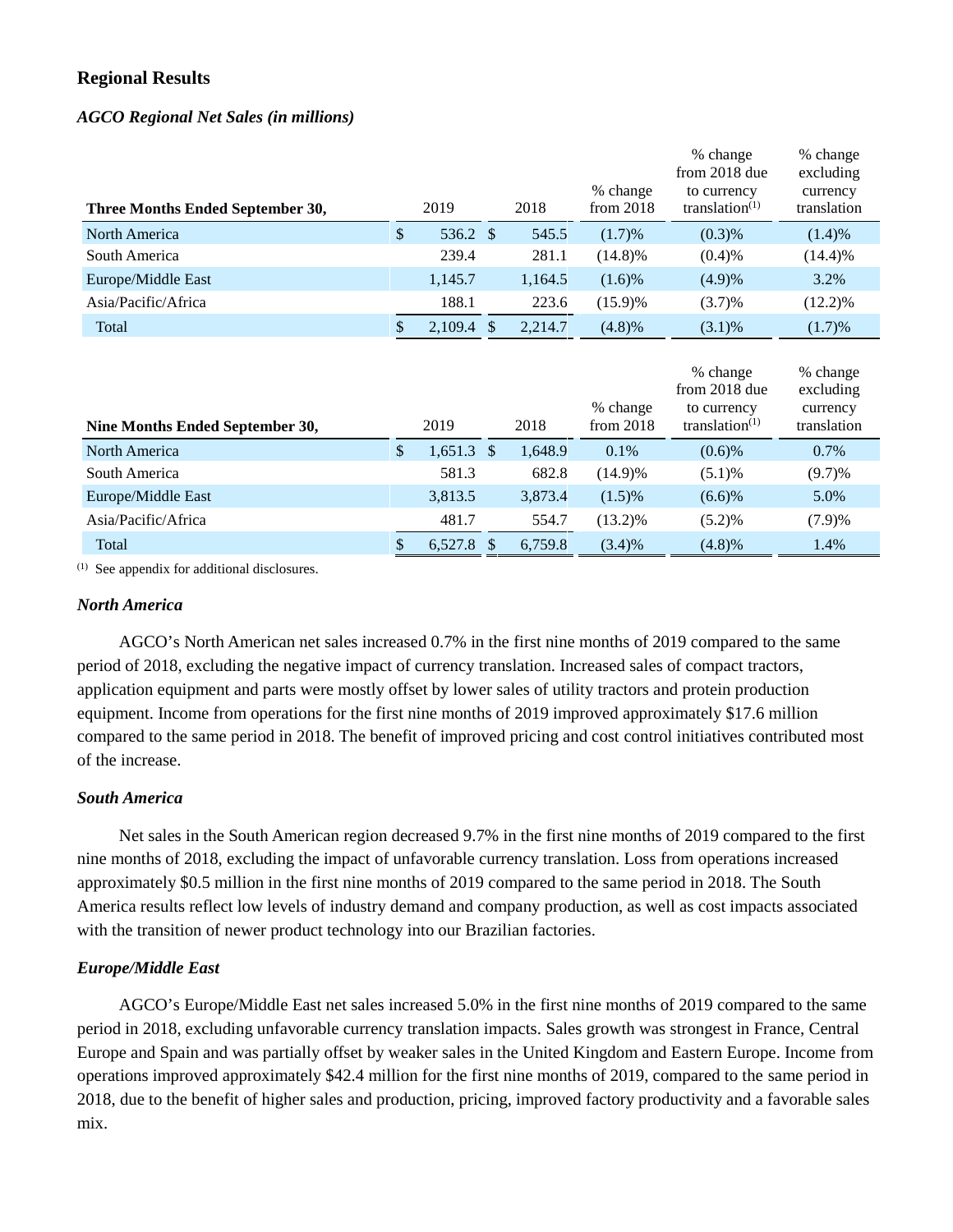## Regional Results

### *AGCO Regional Net Sales (in millions)*

| Three Months Ended September 30, | 2019 | 2018 | % change from 2018 | % change from 2018 due to currency translation[(1)] | % change excluding currency translation |
|---|---|---|---|---|---|
| North America | $ 536.2 | $ 545.5 | (1.7)% | (0.3)% | (1.4)% |
| South America | 239.4 | 281.1 | (14.8)% | (0.4)% | (14.4)% |
| Europe/Middle East | 1,145.7 | 1,164.5 | (1.6)% | (4.9)% | 3.2% |
| Asia/Pacific/Africa | 188.1 | 223.6 | (15.9)% | (3.7)% | (12.2)% |
| Total | $ 2,109.4 | $ 2,214.7 | (4.8)% | (3.1)% | (1.7)% |

| Nine Months Ended September 30, | 2019 | 2018 | % change from 2018 | % change from 2018 due to currency translation[(1)] | % change excluding currency translation |
|---|---|---|---|---|---|
| North America | $ 1,651.3 | $ 1,648.9 | 0.1% | (0.6)% | 0.7% |
| South America | 581.3 | 682.8 | (14.9)% | (5.1)% | (9.7)% |
| Europe/Middle East | 3,813.5 | 3,873.4 | (1.5)% | (6.6)% | 5.0% |
| Asia/Pacific/Africa | 481.7 | 554.7 | (13.2)% | (5.2)% | (7.9)% |
| Total | $ 6,527.8 | $ 6,759.8 | (3.4)% | (4.8)% | 1.4% |

(1) See appendix for additional disclosures.

### *North America*

AGCO's North American net sales increased 0.7% in the first nine months of 2019 compared to the same period of 2018, excluding the negative impact of currency translation. Increased sales of compact tractors, application equipment and parts were mostly offset by lower sales of utility tractors and protein production equipment. Income from operations for the first nine months of 2019 improved approximately $17.6 million compared to the same period in 2018. The benefit of improved pricing and cost control initiatives contributed most of the increase.

### *South America*

Net sales in the South American region decreased 9.7% in the first nine months of 2019 compared to the first nine months of 2018, excluding the impact of unfavorable currency translation. Loss from operations increased approximately $0.5 million in the first nine months of 2019 compared to the same period in 2018. The South America results reflect low levels of industry demand and company production, as well as cost impacts associated with the transition of newer product technology into our Brazilian factories.

### *Europe/Middle East*

AGCO's Europe/Middle East net sales increased 5.0% in the first nine months of 2019 compared to the same period in 2018, excluding unfavorable currency translation impacts. Sales growth was strongest in France, Central Europe and Spain and was partially offset by weaker sales in the United Kingdom and Eastern Europe. Income from operations improved approximately $42.4 million for the first nine months of 2019, compared to the same period in 2018, due to the benefit of higher sales and production, pricing, improved factory productivity and a favorable sales mix.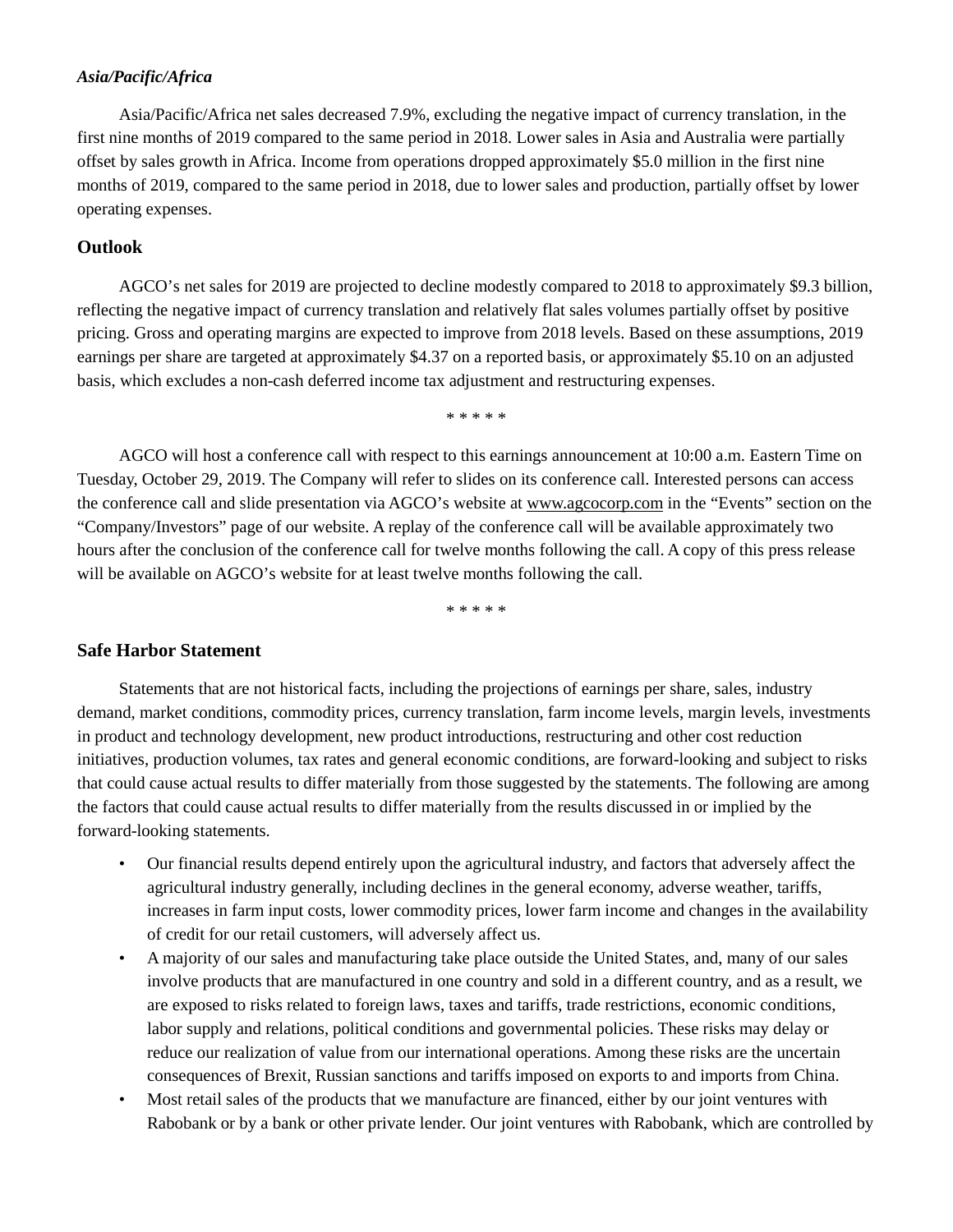### *Asia/Pacific/Africa*

Asia/Pacific/Africa net sales decreased 7.9%, excluding the negative impact of currency translation, in the first nine months of 2019 compared to the same period in 2018. Lower sales in Asia and Australia were partially offset by sales growth in Africa. Income from operations dropped approximately $5.0 million in the first nine months of 2019, compared to the same period in 2018, due to lower sales and production, partially offset by lower operating expenses.

## Outlook

AGCO's net sales for 2019 are projected to decline modestly compared to 2018 to approximately $9.3 billion, reflecting the negative impact of currency translation and relatively flat sales volumes partially offset by positive pricing. Gross and operating margins are expected to improve from 2018 levels. Based on these assumptions, 2019 earnings per share are targeted at approximately $4.37 on a reported basis, or approximately $5.10 on an adjusted basis, which excludes a non-cash deferred income tax adjustment and restructuring expenses.

\* \* \* \* \*

AGCO will host a conference call with respect to this earnings announcement at 10:00 a.m. Eastern Time on Tuesday, October 29, 2019. The Company will refer to slides on its conference call. Interested persons can access the conference call and slide presentation via AGCO's website at www.agcocorp.com in the "Events" section on the "Company/Investors" page of our website. A replay of the conference call will be available approximately two hours after the conclusion of the conference call for twelve months following the call. A copy of this press release will be available on AGCO's website for at least twelve months following the call.

\* \* \* \* \*

## Safe Harbor Statement

Statements that are not historical facts, including the projections of earnings per share, sales, industry demand, market conditions, commodity prices, currency translation, farm income levels, margin levels, investments in product and technology development, new product introductions, restructuring and other cost reduction initiatives, production volumes, tax rates and general economic conditions, are forward-looking and subject to risks that could cause actual results to differ materially from those suggested by the statements. The following are among the factors that could cause actual results to differ materially from the results discussed in or implied by the forward-looking statements.

- Our financial results depend entirely upon the agricultural industry, and factors that adversely affect the agricultural industry generally, including declines in the general economy, adverse weather, tariffs, increases in farm input costs, lower commodity prices, lower farm income and changes in the availability of credit for our retail customers, will adversely affect us.
- A majority of our sales and manufacturing take place outside the United States, and, many of our sales involve products that are manufactured in one country and sold in a different country, and as a result, we are exposed to risks related to foreign laws, taxes and tariffs, trade restrictions, economic conditions, labor supply and relations, political conditions and governmental policies. These risks may delay or reduce our realization of value from our international operations. Among these risks are the uncertain consequences of Brexit, Russian sanctions and tariffs imposed on exports to and imports from China.
- Most retail sales of the products that we manufacture are financed, either by our joint ventures with Rabobank or by a bank or other private lender. Our joint ventures with Rabobank, which are controlled by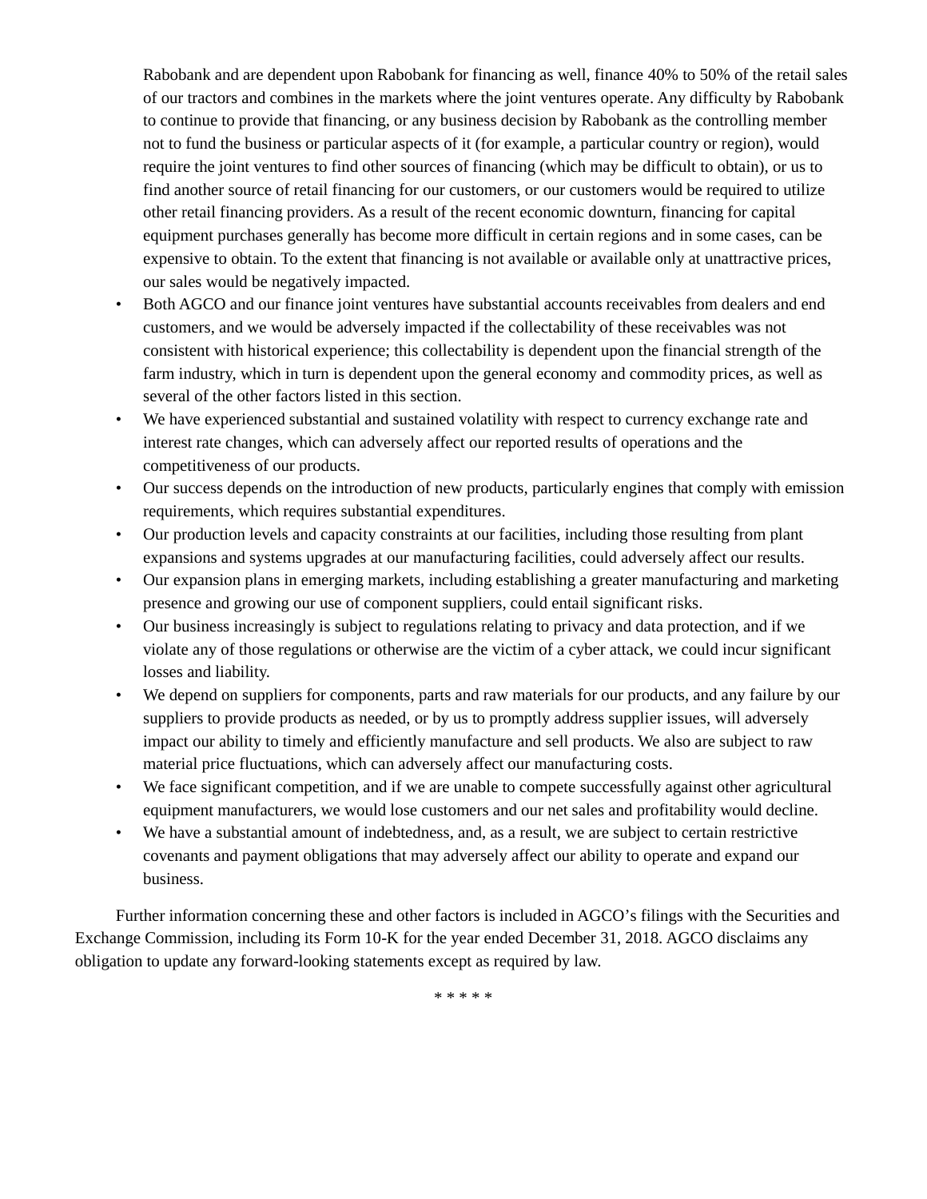Rabobank and are dependent upon Rabobank for financing as well, finance 40% to 50% of the retail sales of our tractors and combines in the markets where the joint ventures operate. Any difficulty by Rabobank to continue to provide that financing, or any business decision by Rabobank as the controlling member not to fund the business or particular aspects of it (for example, a particular country or region), would require the joint ventures to find other sources of financing (which may be difficult to obtain), or us to find another source of retail financing for our customers, or our customers would be required to utilize other retail financing providers. As a result of the recent economic downturn, financing for capital equipment purchases generally has become more difficult in certain regions and in some cases, can be expensive to obtain. To the extent that financing is not available or available only at unattractive prices, our sales would be negatively impacted.

- Both AGCO and our finance joint ventures have substantial accounts receivables from dealers and end customers, and we would be adversely impacted if the collectability of these receivables was not consistent with historical experience; this collectability is dependent upon the financial strength of the farm industry, which in turn is dependent upon the general economy and commodity prices, as well as several of the other factors listed in this section.
- We have experienced substantial and sustained volatility with respect to currency exchange rate and interest rate changes, which can adversely affect our reported results of operations and the competitiveness of our products.
- Our success depends on the introduction of new products, particularly engines that comply with emission requirements, which requires substantial expenditures.
- Our production levels and capacity constraints at our facilities, including those resulting from plant expansions and systems upgrades at our manufacturing facilities, could adversely affect our results.
- Our expansion plans in emerging markets, including establishing a greater manufacturing and marketing presence and growing our use of component suppliers, could entail significant risks.
- Our business increasingly is subject to regulations relating to privacy and data protection, and if we violate any of those regulations or otherwise are the victim of a cyber attack, we could incur significant losses and liability.
- We depend on suppliers for components, parts and raw materials for our products, and any failure by our suppliers to provide products as needed, or by us to promptly address supplier issues, will adversely impact our ability to timely and efficiently manufacture and sell products. We also are subject to raw material price fluctuations, which can adversely affect our manufacturing costs.
- We face significant competition, and if we are unable to compete successfully against other agricultural equipment manufacturers, we would lose customers and our net sales and profitability would decline.
- We have a substantial amount of indebtedness, and, as a result, we are subject to certain restrictive covenants and payment obligations that may adversely affect our ability to operate and expand our business.

Further information concerning these and other factors is included in AGCO's filings with the Securities and Exchange Commission, including its Form 10-K for the year ended December 31, 2018. AGCO disclaims any obligation to update any forward-looking statements except as required by law.

\* \* \* \* \*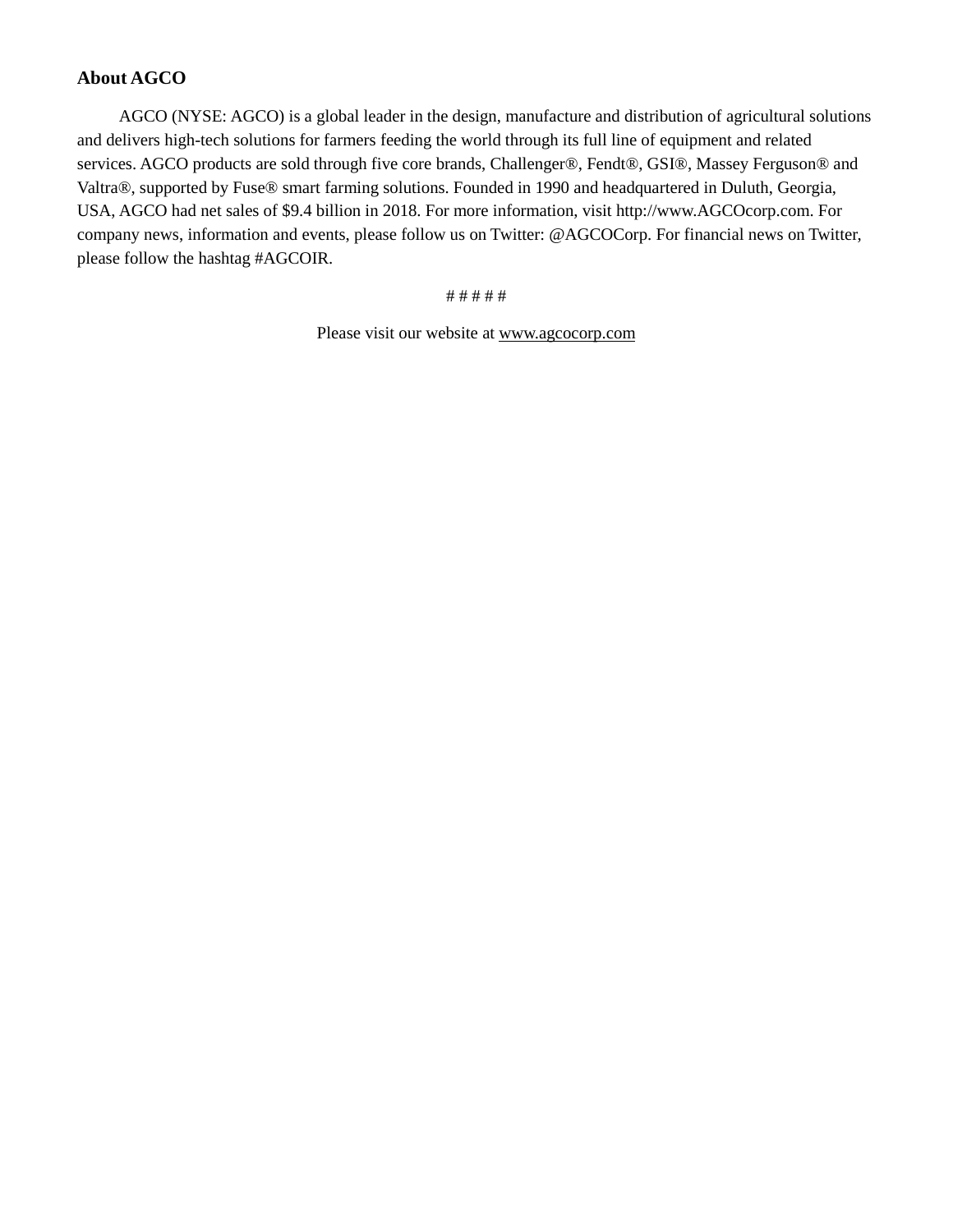**About AGCO**

AGCO (NYSE: AGCO) is a global leader in the design, manufacture and distribution of agricultural solutions and delivers high-tech solutions for farmers feeding the world through its full line of equipment and related services. AGCO products are sold through five core brands, Challenger®, Fendt®, GSI®, Massey Ferguson® and Valtra®, supported by Fuse® smart farming solutions. Founded in 1990 and headquartered in Duluth, Georgia, USA, AGCO had net sales of $9.4 billion in 2018. For more information, visit http://www.AGCOcorp.com. For company news, information and events, please follow us on Twitter: @AGCOCorp. For financial news on Twitter, please follow the hashtag #AGCOIR.

# # # # #

Please visit our website at www.agcocorp.com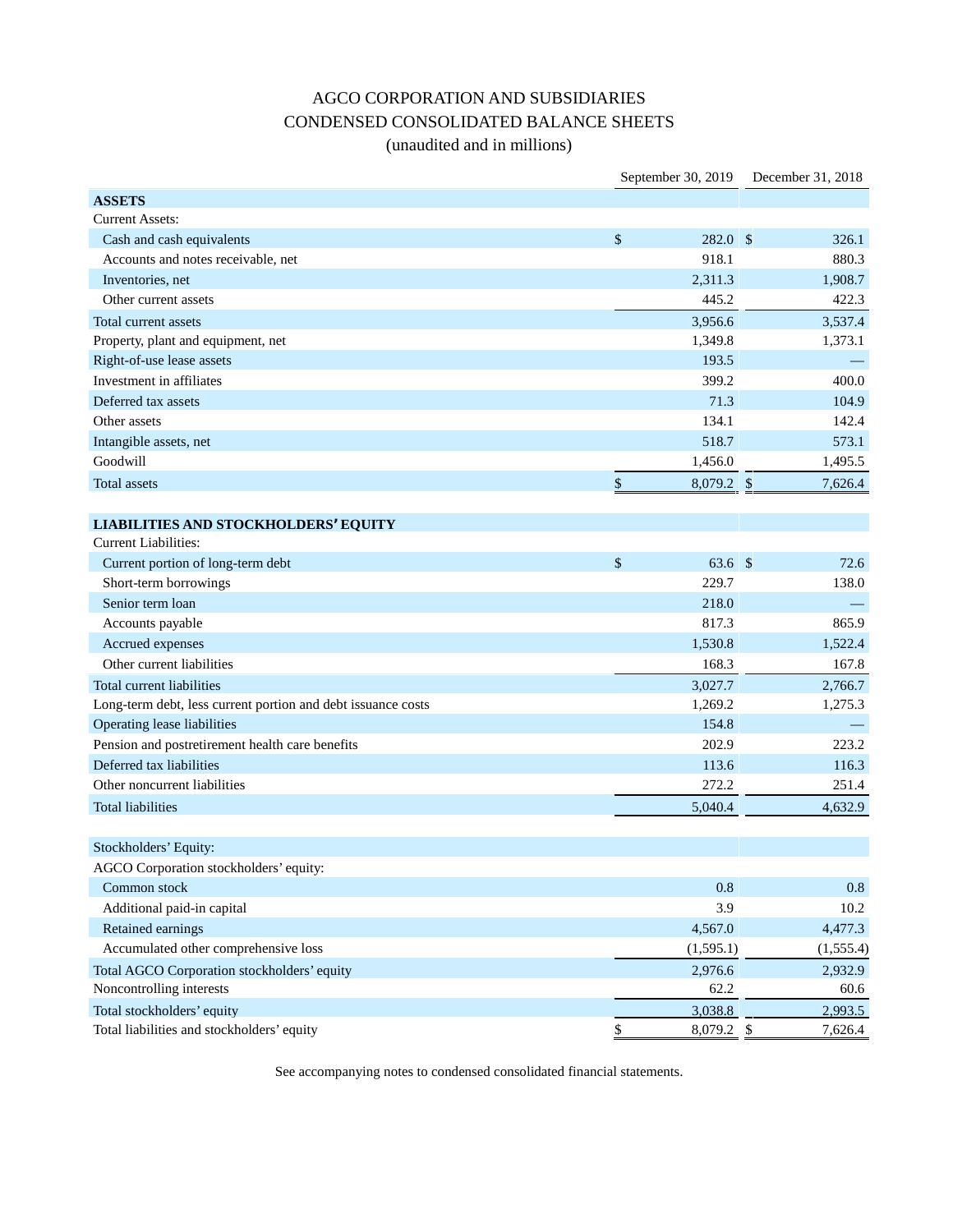# AGCO CORPORATION AND SUBSIDIARIES

## CONDENSED CONSOLIDATED BALANCE SHEETS

(unaudited and in millions)

| | September 30, 2019 | December 31, 2018 |
|---|---|---|
| **ASSETS** | | |
| Current Assets: | | |
| Cash and cash equivalents | $ 282.0 | $ 326.1 |
| Accounts and notes receivable, net | 918.1 | 880.3 |
| Inventories, net | 2,311.3 | 1,908.7 |
| Other current assets | 445.2 | 422.3 |
| Total current assets | 3,956.6 | 3,537.4 |
| Property, plant and equipment, net | 1,349.8 | 1,373.1 |
| Right-of-use lease assets | 193.5 | — |
| Investment in affiliates | 399.2 | 400.0 |
| Deferred tax assets | 71.3 | 104.9 |
| Other assets | 134.1 | 142.4 |
| Intangible assets, net | 518.7 | 573.1 |
| Goodwill | 1,456.0 | 1,495.5 |
| Total assets | $ 8,079.2 | $ 7,626.4 |
| | | |
| **LIABILITIES AND STOCKHOLDERS' EQUITY** | | |
| Current Liabilities: | | |
| Current portion of long-term debt | $ 63.6 | $ 72.6 |
| Short-term borrowings | 229.7 | 138.0 |
| Senior term loan | 218.0 | — |
| Accounts payable | 817.3 | 865.9 |
| Accrued expenses | 1,530.8 | 1,522.4 |
| Other current liabilities | 168.3 | 167.8 |
| Total current liabilities | 3,027.7 | 2,766.7 |
| Long-term debt, less current portion and debt issuance costs | 1,269.2 | 1,275.3 |
| Operating lease liabilities | 154.8 | — |
| Pension and postretirement health care benefits | 202.9 | 223.2 |
| Deferred tax liabilities | 113.6 | 116.3 |
| Other noncurrent liabilities | 272.2 | 251.4 |
| Total liabilities | 5,040.4 | 4,632.9 |
| | | |
| Stockholders' Equity: | | |
| AGCO Corporation stockholders' equity: | | |
| Common stock | 0.8 | 0.8 |
| Additional paid-in capital | 3.9 | 10.2 |
| Retained earnings | 4,567.0 | 4,477.3 |
| Accumulated other comprehensive loss | (1,595.1) | (1,555.4) |
| Total AGCO Corporation stockholders' equity | 2,976.6 | 2,932.9 |
| Noncontrolling interests | 62.2 | 60.6 |
| Total stockholders' equity | 3,038.8 | 2,993.5 |
| Total liabilities and stockholders' equity | $ 8,079.2 | $ 7,626.4 |

See accompanying notes to condensed consolidated financial statements.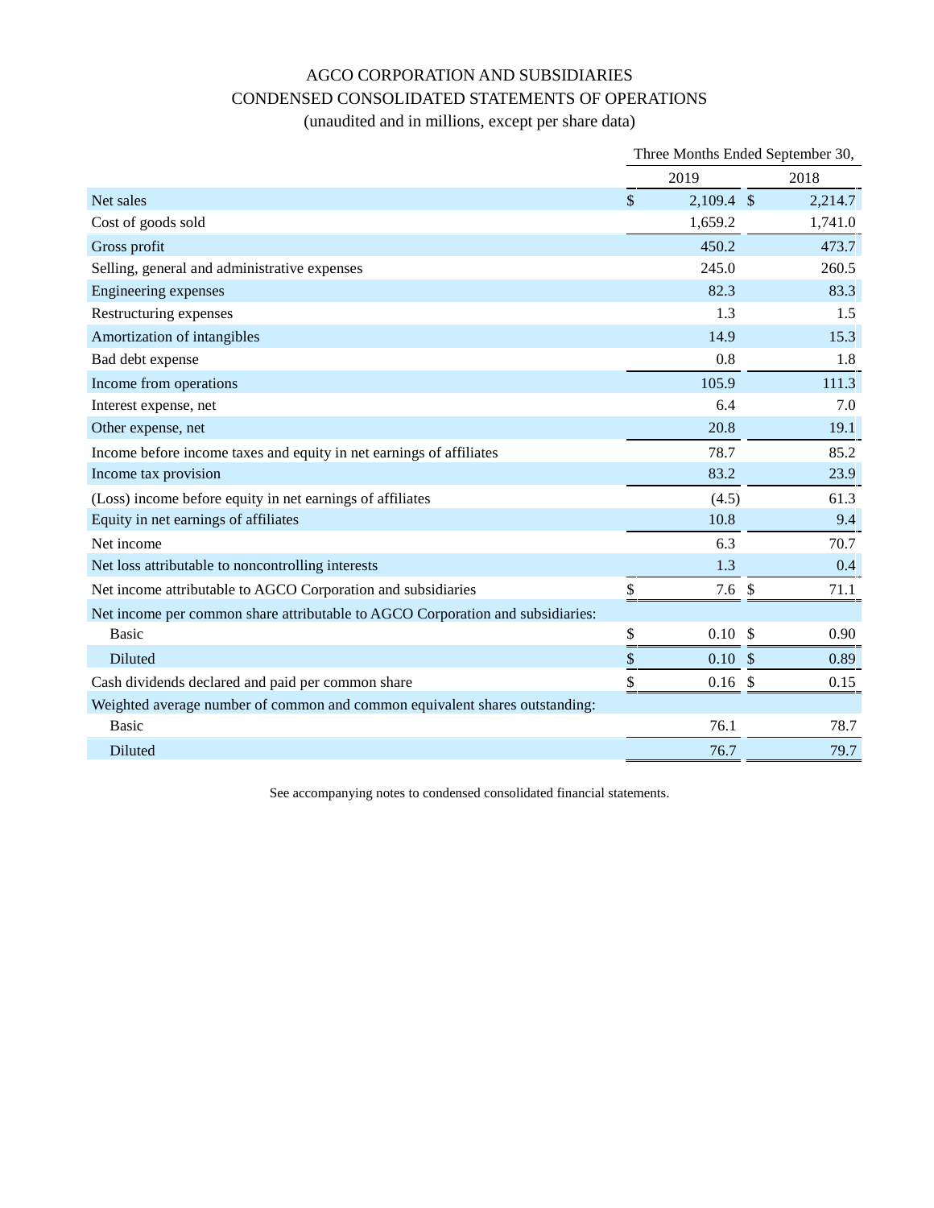# AGCO CORPORATION AND SUBSIDIARIES

## CONDENSED CONSOLIDATED STATEMENTS OF OPERATIONS

(unaudited and in millions, except per share data)

| | Three Months Ended September 30, | |
|---|---|---|
| | 2019 | 2018 |
| Net sales | $ 2,109.4 | $ 2,214.7 |
| Cost of goods sold | 1,659.2 | 1,741.0 |
| Gross profit | 450.2 | 473.7 |
| Selling, general and administrative expenses | 245.0 | 260.5 |
| Engineering expenses | 82.3 | 83.3 |
| Restructuring expenses | 1.3 | 1.5 |
| Amortization of intangibles | 14.9 | 15.3 |
| Bad debt expense | 0.8 | 1.8 |
| Income from operations | 105.9 | 111.3 |
| Interest expense, net | 6.4 | 7.0 |
| Other expense, net | 20.8 | 19.1 |
| Income before income taxes and equity in net earnings of affiliates | 78.7 | 85.2 |
| Income tax provision | 83.2 | 23.9 |
| (Loss) income before equity in net earnings of affiliates | (4.5) | 61.3 |
| Equity in net earnings of affiliates | 10.8 | 9.4 |
| Net income | 6.3 | 70.7 |
| Net loss attributable to noncontrolling interests | 1.3 | 0.4 |
| Net income attributable to AGCO Corporation and subsidiaries | $ 7.6 | $ 71.1 |
| Net income per common share attributable to AGCO Corporation and subsidiaries: | | |
| Basic | $ 0.10 | $ 0.90 |
| Diluted | $ 0.10 | $ 0.89 |
| Cash dividends declared and paid per common share | $ 0.16 | $ 0.15 |
| Weighted average number of common and common equivalent shares outstanding: | | |
| Basic | 76.1 | 78.7 |
| Diluted | 76.7 | 79.7 |

See accompanying notes to condensed consolidated financial statements.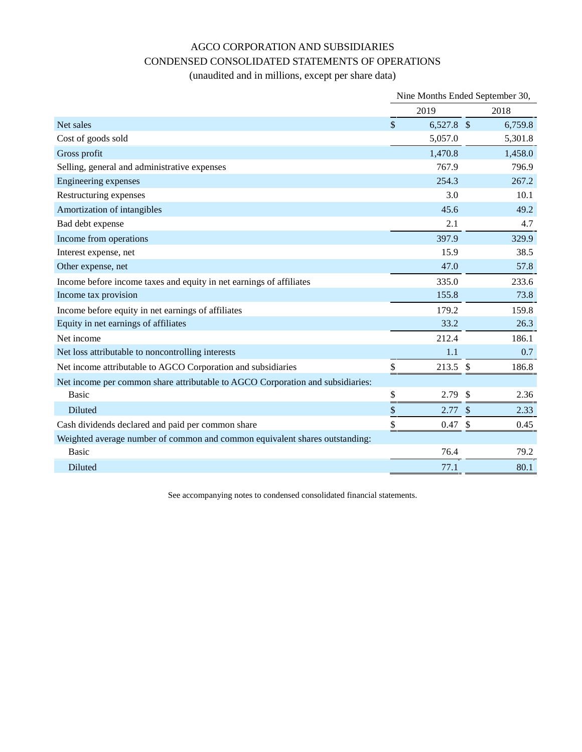# AGCO CORPORATION AND SUBSIDIARIES
## CONDENSED CONSOLIDATED STATEMENTS OF OPERATIONS
(unaudited and in millions, except per share data)

| | Nine Months Ended September 30, | |
|---|---|---|
| | 2019 | 2018 |
| Net sales | $ 6,527.8 | $ 6,759.8 |
| Cost of goods sold | 5,057.0 | 5,301.8 |
| Gross profit | 1,470.8 | 1,458.0 |
| Selling, general and administrative expenses | 767.9 | 796.9 |
| Engineering expenses | 254.3 | 267.2 |
| Restructuring expenses | 3.0 | 10.1 |
| Amortization of intangibles | 45.6 | 49.2 |
| Bad debt expense | 2.1 | 4.7 |
| Income from operations | 397.9 | 329.9 |
| Interest expense, net | 15.9 | 38.5 |
| Other expense, net | 47.0 | 57.8 |
| Income before income taxes and equity in net earnings of affiliates | 335.0 | 233.6 |
| Income tax provision | 155.8 | 73.8 |
| Income before equity in net earnings of affiliates | 179.2 | 159.8 |
| Equity in net earnings of affiliates | 33.2 | 26.3 |
| Net income | 212.4 | 186.1 |
| Net loss attributable to noncontrolling interests | 1.1 | 0.7 |
| Net income attributable to AGCO Corporation and subsidiaries | $ 213.5 | $ 186.8 |
| Net income per common share attributable to AGCO Corporation and subsidiaries: | | |
| Basic | $ 2.79 | $ 2.36 |
| Diluted | $ 2.77 | $ 2.33 |
| Cash dividends declared and paid per common share | $ 0.47 | $ 0.45 |
| Weighted average number of common and common equivalent shares outstanding: | | |
| Basic | 76.4 | 79.2 |
| Diluted | 77.1 | 80.1 |

See accompanying notes to condensed consolidated financial statements.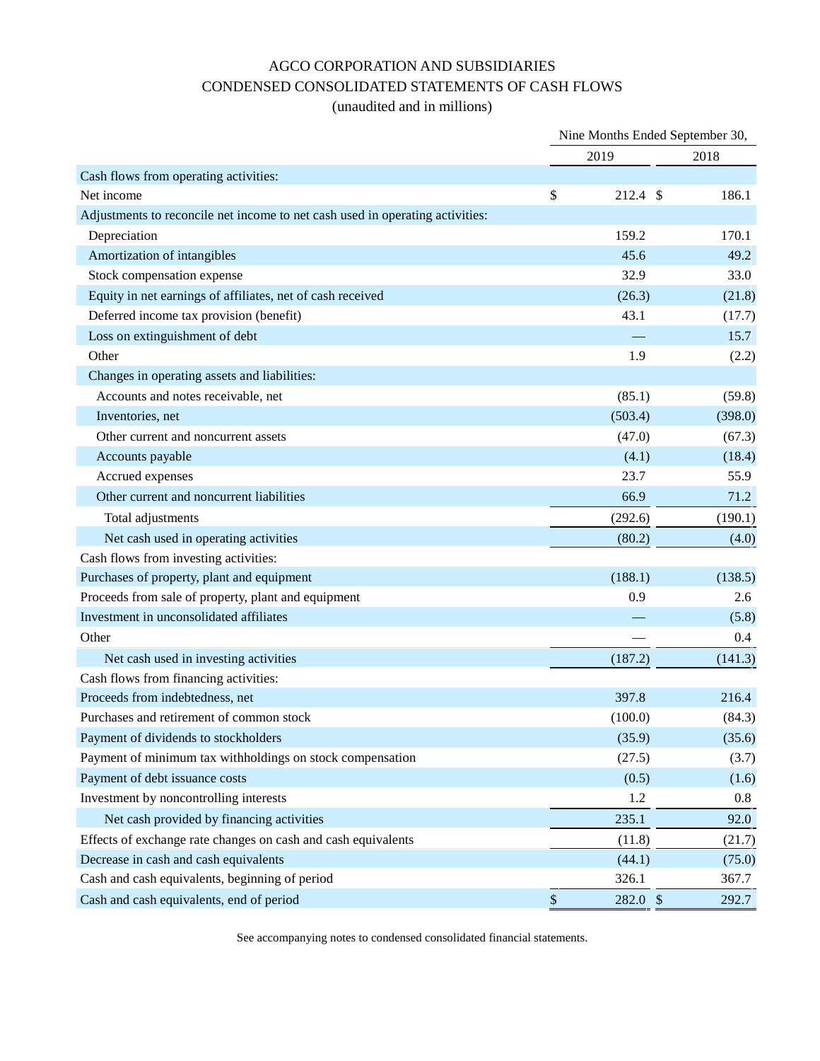AGCO CORPORATION AND SUBSIDIARIES

CONDENSED CONSOLIDATED STATEMENTS OF CASH FLOWS

(unaudited and in millions)

| | Nine Months Ended September 30, | |
|---|---|---|
| | 2019 | 2018 |
| Cash flows from operating activities: | | |
| Net income | $ 212.4 | $ 186.1 |
| Adjustments to reconcile net income to net cash used in operating activities: | | |
| Depreciation | 159.2 | 170.1 |
| Amortization of intangibles | 45.6 | 49.2 |
| Stock compensation expense | 32.9 | 33.0 |
| Equity in net earnings of affiliates, net of cash received | (26.3) | (21.8) |
| Deferred income tax provision (benefit) | 43.1 | (17.7) |
| Loss on extinguishment of debt | — | 15.7 |
| Other | 1.9 | (2.2) |
| Changes in operating assets and liabilities: | | |
| Accounts and notes receivable, net | (85.1) | (59.8) |
| Inventories, net | (503.4) | (398.0) |
| Other current and noncurrent assets | (47.0) | (67.3) |
| Accounts payable | (4.1) | (18.4) |
| Accrued expenses | 23.7 | 55.9 |
| Other current and noncurrent liabilities | 66.9 | 71.2 |
| Total adjustments | (292.6) | (190.1) |
| Net cash used in operating activities | (80.2) | (4.0) |
| Cash flows from investing activities: | | |
| Purchases of property, plant and equipment | (188.1) | (138.5) |
| Proceeds from sale of property, plant and equipment | 0.9 | 2.6 |
| Investment in unconsolidated affiliates | — | (5.8) |
| Other | — | 0.4 |
| Net cash used in investing activities | (187.2) | (141.3) |
| Cash flows from financing activities: | | |
| Proceeds from indebtedness, net | 397.8 | 216.4 |
| Purchases and retirement of common stock | (100.0) | (84.3) |
| Payment of dividends to stockholders | (35.9) | (35.6) |
| Payment of minimum tax withholdings on stock compensation | (27.5) | (3.7) |
| Payment of debt issuance costs | (0.5) | (1.6) |
| Investment by noncontrolling interests | 1.2 | 0.8 |
| Net cash provided by financing activities | 235.1 | 92.0 |
| Effects of exchange rate changes on cash and cash equivalents | (11.8) | (21.7) |
| Decrease in cash and cash equivalents | (44.1) | (75.0) |
| Cash and cash equivalents, beginning of period | 326.1 | 367.7 |
| Cash and cash equivalents, end of period | $ 282.0 | $ 292.7 |

See accompanying notes to condensed consolidated financial statements.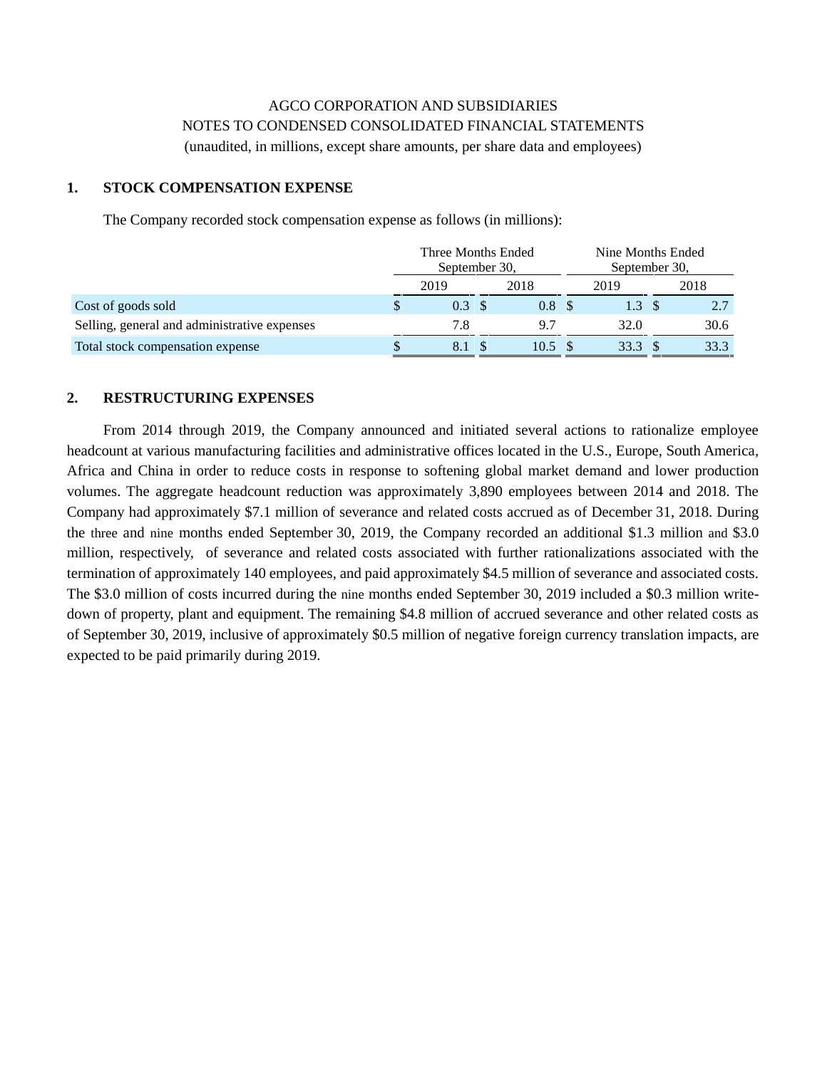AGCO CORPORATION AND SUBSIDIARIES
NOTES TO CONDENSED CONSOLIDATED FINANCIAL STATEMENTS
(unaudited, in millions, except share amounts, per share data and employees)

## 1. STOCK COMPENSATION EXPENSE

The Company recorded stock compensation expense as follows (in millions):

| | Three Months Ended September 30, | | Nine Months Ended September 30, | |
|---|---|---|---|---|
| | 2019 | 2018 | 2019 | 2018 |
| Cost of goods sold | $ 0.3 | $ 0.8 | $ 1.3 | $ 2.7 |
| Selling, general and administrative expenses | 7.8 | 9.7 | 32.0 | 30.6 |
| Total stock compensation expense | $ 8.1 | $ 10.5 | $ 33.3 | $ 33.3 |

## 2. RESTRUCTURING EXPENSES

From 2014 through 2019, the Company announced and initiated several actions to rationalize employee headcount at various manufacturing facilities and administrative offices located in the U.S., Europe, South America, Africa and China in order to reduce costs in response to softening global market demand and lower production volumes. The aggregate headcount reduction was approximately 3,890 employees between 2014 and 2018. The Company had approximately $7.1 million of severance and related costs accrued as of December 31, 2018. During the three and nine months ended September 30, 2019, the Company recorded an additional $1.3 million and $3.0 million, respectively, of severance and related costs associated with further rationalizations associated with the termination of approximately 140 employees, and paid approximately $4.5 million of severance and associated costs. The $3.0 million of costs incurred during the nine months ended September 30, 2019 included a $0.3 million write-down of property, plant and equipment. The remaining $4.8 million of accrued severance and other related costs as of September 30, 2019, inclusive of approximately $0.5 million of negative foreign currency translation impacts, are expected to be paid primarily during 2019.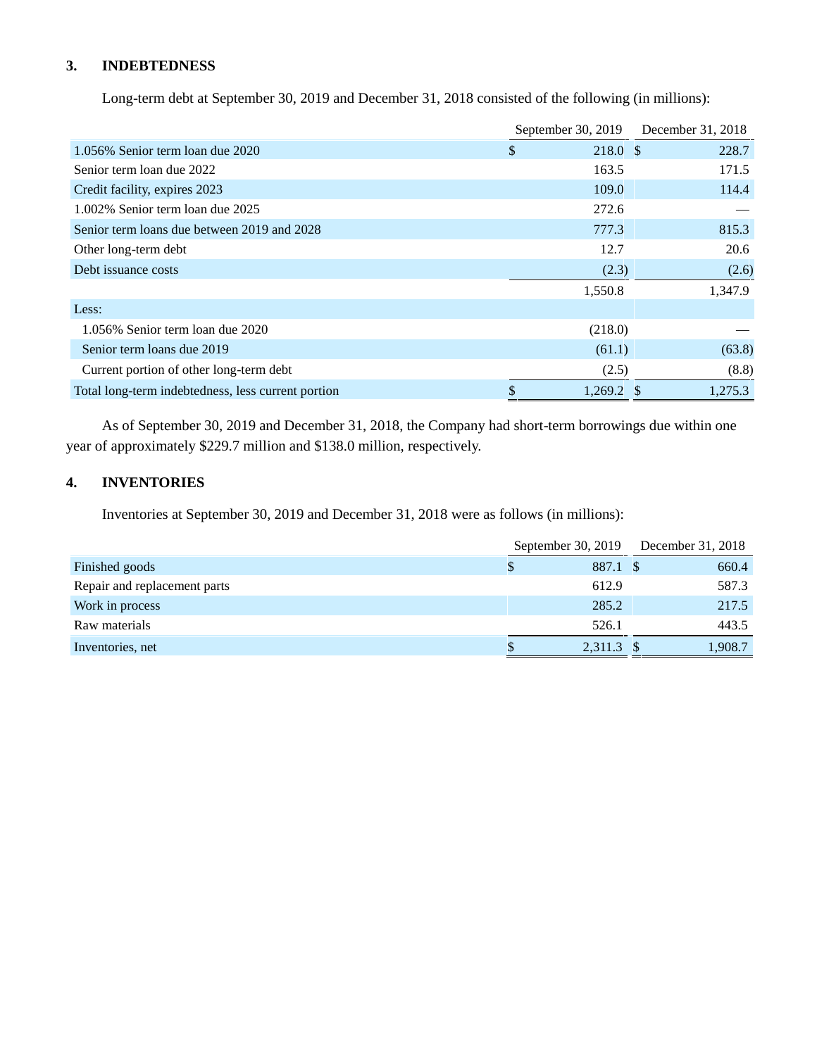## 3. INDEBTEDNESS

Long-term debt at September 30, 2019 and December 31, 2018 consisted of the following (in millions):

| | September 30, 2019 | December 31, 2018 |
|---|---|---|
| 1.056% Senior term loan due 2020 | $ 218.0 | $ 228.7 |
| Senior term loan due 2022 | 163.5 | 171.5 |
| Credit facility, expires 2023 | 109.0 | 114.4 |
| 1.002% Senior term loan due 2025 | 272.6 | — |
| Senior term loans due between 2019 and 2028 | 777.3 | 815.3 |
| Other long-term debt | 12.7 | 20.6 |
| Debt issuance costs | (2.3) | (2.6) |
| | 1,550.8 | 1,347.9 |
| Less: | | |
| 1.056% Senior term loan due 2020 | (218.0) | — |
| Senior term loans due 2019 | (61.1) | (63.8) |
| Current portion of other long-term debt | (2.5) | (8.8) |
| Total long-term indebtedness, less current portion | $ 1,269.2 | $ 1,275.3 |

As of September 30, 2019 and December 31, 2018, the Company had short-term borrowings due within one year of approximately $229.7 million and $138.0 million, respectively.

## 4. INVENTORIES

Inventories at September 30, 2019 and December 31, 2018 were as follows (in millions):

| | September 30, 2019 | December 31, 2018 |
|---|---|---|
| Finished goods | $ 887.1 | $ 660.4 |
| Repair and replacement parts | 612.9 | 587.3 |
| Work in process | 285.2 | 217.5 |
| Raw materials | 526.1 | 443.5 |
| Inventories, net | $ 2,311.3 | $ 1,908.7 |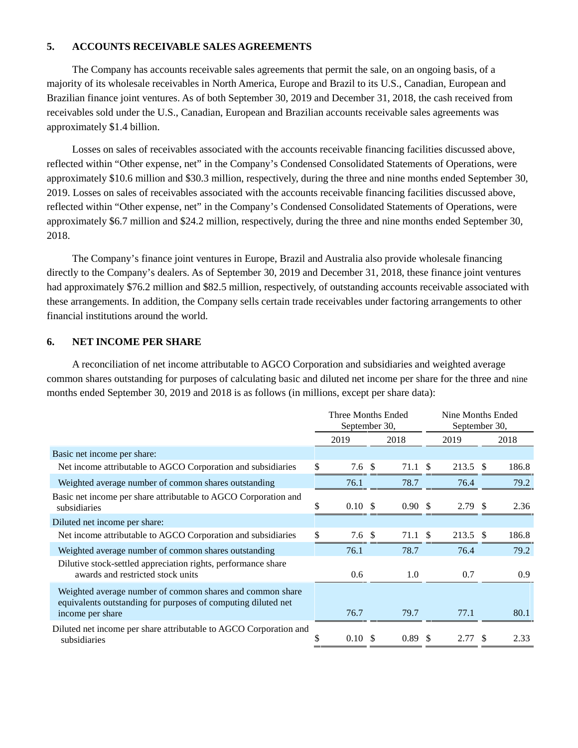## 5. ACCOUNTS RECEIVABLE SALES AGREEMENTS

The Company has accounts receivable sales agreements that permit the sale, on an ongoing basis, of a majority of its wholesale receivables in North America, Europe and Brazil to its U.S., Canadian, European and Brazilian finance joint ventures. As of both September 30, 2019 and December 31, 2018, the cash received from receivables sold under the U.S., Canadian, European and Brazilian accounts receivable sales agreements was approximately $1.4 billion.

Losses on sales of receivables associated with the accounts receivable financing facilities discussed above, reflected within "Other expense, net" in the Company's Condensed Consolidated Statements of Operations, were approximately $10.6 million and $30.3 million, respectively, during the three and nine months ended September 30, 2019. Losses on sales of receivables associated with the accounts receivable financing facilities discussed above, reflected within "Other expense, net" in the Company's Condensed Consolidated Statements of Operations, were approximately $6.7 million and $24.2 million, respectively, during the three and nine months ended September 30, 2018.

The Company's finance joint ventures in Europe, Brazil and Australia also provide wholesale financing directly to the Company's dealers. As of September 30, 2019 and December 31, 2018, these finance joint ventures had approximately $76.2 million and $82.5 million, respectively, of outstanding accounts receivable associated with these arrangements. In addition, the Company sells certain trade receivables under factoring arrangements to other financial institutions around the world.

## 6. NET INCOME PER SHARE

A reconciliation of net income attributable to AGCO Corporation and subsidiaries and weighted average common shares outstanding for purposes of calculating basic and diluted net income per share for the three and nine months ended September 30, 2019 and 2018 is as follows (in millions, except per share data):

| | Three Months Ended September 30, | | Nine Months Ended September 30, | |
|---|---|---|---|---|
| | 2019 | 2018 | 2019 | 2018 |
| Basic net income per share: | | | | |
| Net income attributable to AGCO Corporation and subsidiaries | $ 7.6 | $ 71.1 | $ 213.5 | $ 186.8 |
| Weighted average number of common shares outstanding | 76.1 | 78.7 | 76.4 | 79.2 |
| Basic net income per share attributable to AGCO Corporation and subsidiaries | $ 0.10 | $ 0.90 | $ 2.79 | $ 2.36 |
| Diluted net income per share: | | | | |
| Net income attributable to AGCO Corporation and subsidiaries | $ 7.6 | $ 71.1 | $ 213.5 | $ 186.8 |
| Weighted average number of common shares outstanding | 76.1 | 78.7 | 76.4 | 79.2 |
| Dilutive stock-settled appreciation rights, performance share awards and restricted stock units | 0.6 | 1.0 | 0.7 | 0.9 |
| Weighted average number of common shares and common share equivalents outstanding for purposes of computing diluted net income per share | 76.7 | 79.7 | 77.1 | 80.1 |
| Diluted net income per share attributable to AGCO Corporation and subsidiaries | $ 0.10 | $ 0.89 | $ 2.77 | $ 2.33 |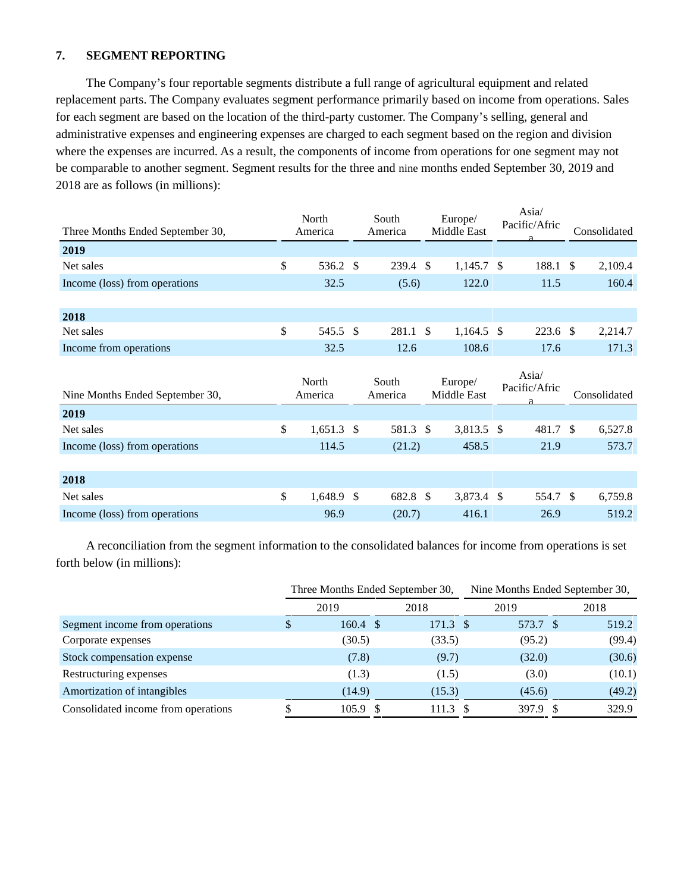## 7. SEGMENT REPORTING

The Company's four reportable segments distribute a full range of agricultural equipment and related replacement parts. The Company evaluates segment performance primarily based on income from operations. Sales for each segment are based on the location of the third-party customer. The Company's selling, general and administrative expenses and engineering expenses are charged to each segment based on the region and division where the expenses are incurred. As a result, the components of income from operations for one segment may not be comparable to another segment. Segment results for the three and nine months ended September 30, 2019 and 2018 are as follows (in millions):

| Three Months Ended September 30, | North America | South America | Europe/ Middle East | Asia/ Pacific/Africa | Consolidated |
|---|---|---|---|---|---|
| **2019** | | | | | |
| Net sales | $ 536.2 | $ 239.4 | $ 1,145.7 | $ 188.1 | $ 2,109.4 |
| Income (loss) from operations | 32.5 | (5.6) | 122.0 | 11.5 | 160.4 |
| **2018** | | | | | |
| Net sales | $ 545.5 | $ 281.1 | $ 1,164.5 | $ 223.6 | $ 2,214.7 |
| Income from operations | 32.5 | 12.6 | 108.6 | 17.6 | 171.3 |

| Nine Months Ended September 30, | North America | South America | Europe/ Middle East | Asia/ Pacific/Africa | Consolidated |
|---|---|---|---|---|---|
| **2019** | | | | | |
| Net sales | $ 1,651.3 | $ 581.3 | $ 3,813.5 | $ 481.7 | $ 6,527.8 |
| Income (loss) from operations | 114.5 | (21.2) | 458.5 | 21.9 | 573.7 |
| **2018** | | | | | |
| Net sales | $ 1,648.9 | $ 682.8 | $ 3,873.4 | $ 554.7 | $ 6,759.8 |
| Income (loss) from operations | 96.9 | (20.7) | 416.1 | 26.9 | 519.2 |

A reconciliation from the segment information to the consolidated balances for income from operations is set forth below (in millions):

| | Three Months Ended September 30, | | Nine Months Ended September 30, | |
|---|---|---|---|---|
| | 2019 | 2018 | 2019 | 2018 |
| Segment income from operations | $ 160.4 | $ 171.3 | $ 573.7 | $ 519.2 |
| Corporate expenses | (30.5) | (33.5) | (95.2) | (99.4) |
| Stock compensation expense | (7.8) | (9.7) | (32.0) | (30.6) |
| Restructuring expenses | (1.3) | (1.5) | (3.0) | (10.1) |
| Amortization of intangibles | (14.9) | (15.3) | (45.6) | (49.2) |
| Consolidated income from operations | $ 105.9 | $ 111.3 | $ 397.9 | $ 329.9 |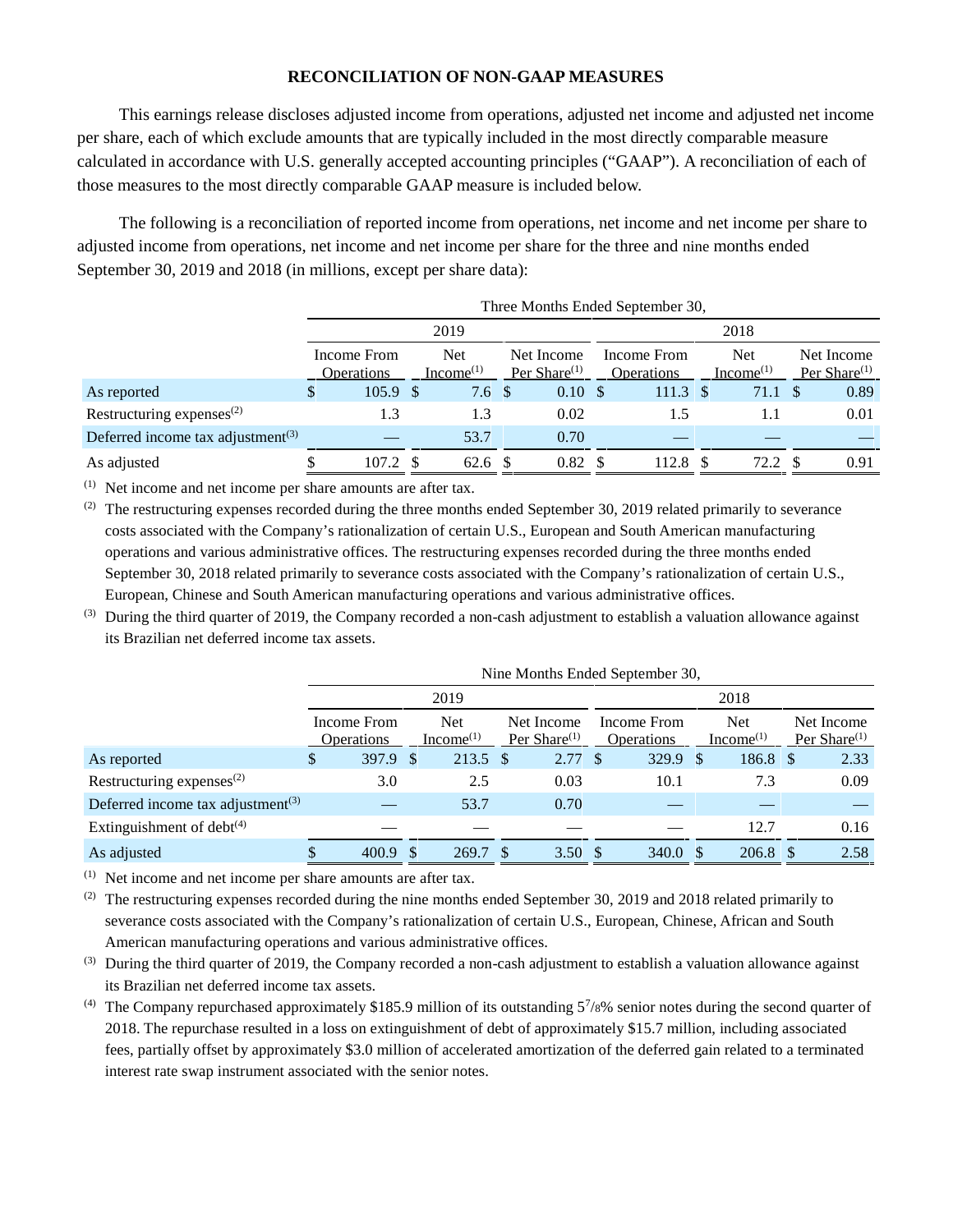## RECONCILIATION OF NON-GAAP MEASURES

This earnings release discloses adjusted income from operations, adjusted net income and adjusted net income per share, each of which exclude amounts that are typically included in the most directly comparable measure calculated in accordance with U.S. generally accepted accounting principles ("GAAP"). A reconciliation of each of those measures to the most directly comparable GAAP measure is included below.

The following is a reconciliation of reported income from operations, net income and net income per share to adjusted income from operations, net income and net income per share for the three and nine months ended September 30, 2019 and 2018 (in millions, except per share data):

| | Three Months Ended September 30, | | | | | |
|---|---|---|---|---|---|---|
| | 2019 | | | 2018 | | |
| | Income From Operations | Net Income[(1)] | Net Income Per Share[(1)] | Income From Operations | Net Income[(1)] | Net Income Per Share[(1)] |
| As reported | $ 105.9 | $ 7.6 | $ 0.10 | $ 111.3 | $ 71.1 | $ 0.89 |
| Restructuring expenses[(2)] | 1.3 | 1.3 | 0.02 | 1.5 | 1.1 | 0.01 |
| Deferred income tax adjustment[(3)] | — | 53.7 | 0.70 | — | — | — |
| As adjusted | $ 107.2 | $ 62.6 | $ 0.82 | $ 112.8 | $ 72.2 | $ 0.91 |

(1) Net income and net income per share amounts are after tax.

(2) The restructuring expenses recorded during the three months ended September 30, 2019 related primarily to severance costs associated with the Company's rationalization of certain U.S., European and South American manufacturing operations and various administrative offices. The restructuring expenses recorded during the three months ended September 30, 2018 related primarily to severance costs associated with the Company's rationalization of certain U.S., European, Chinese and South American manufacturing operations and various administrative offices.

(3) During the third quarter of 2019, the Company recorded a non-cash adjustment to establish a valuation allowance against its Brazilian net deferred income tax assets.

| | Nine Months Ended September 30, | | | | | |
|---|---|---|---|---|---|---|
| | 2019 | | | 2018 | | |
| | Income From Operations | Net Income[(1)] | Net Income Per Share[(1)] | Income From Operations | Net Income[(1)] | Net Income Per Share[(1)] |
| As reported | $ 397.9 | $ 213.5 | $ 2.77 | $ 329.9 | $ 186.8 | $ 2.33 |
| Restructuring expenses[(2)] | 3.0 | 2.5 | 0.03 | 10.1 | 7.3 | 0.09 |
| Deferred income tax adjustment[(3)] | — | 53.7 | 0.70 | — | — | — |
| Extinguishment of debt[(4)] | — | — | — | — | 12.7 | 0.16 |
| As adjusted | $ 400.9 | $ 269.7 | $ 3.50 | $ 340.0 | $ 206.8 | $ 2.58 |

(1) Net income and net income per share amounts are after tax.

(2) The restructuring expenses recorded during the nine months ended September 30, 2019 and 2018 related primarily to severance costs associated with the Company's rationalization of certain U.S., European, Chinese, African and South American manufacturing operations and various administrative offices.

(3) During the third quarter of 2019, the Company recorded a non-cash adjustment to establish a valuation allowance against its Brazilian net deferred income tax assets.

(4) The Company repurchased approximately $185.9 million of its outstanding 5 7/8% senior notes during the second quarter of 2018. The repurchase resulted in a loss on extinguishment of debt of approximately $15.7 million, including associated fees, partially offset by approximately $3.0 million of accelerated amortization of the deferred gain related to a terminated interest rate swap instrument associated with the senior notes.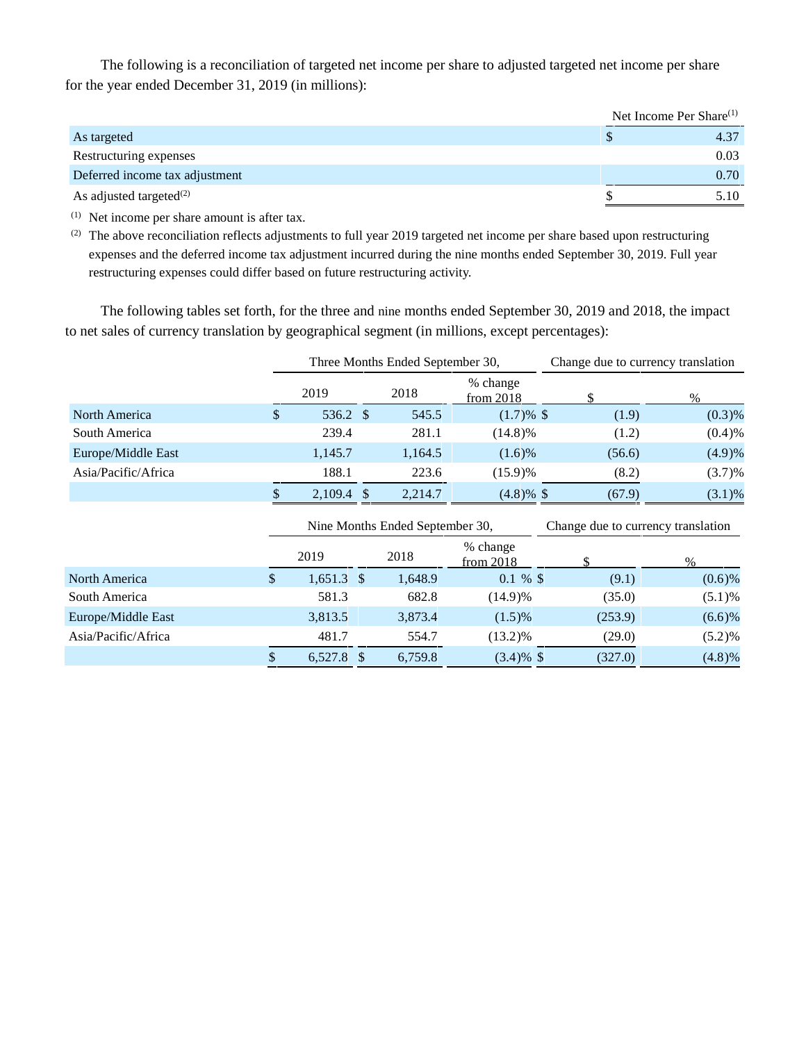The following is a reconciliation of targeted net income per share to adjusted targeted net income per share for the year ended December 31, 2019 (in millions):

| | Net Income Per Share[1] |
|---|---|
| As targeted | $ 4.37 |
| Restructuring expenses | 0.03 |
| Deferred income tax adjustment | 0.70 |
| As adjusted targeted[2] | $ 5.10 |

[1] Net income per share amount is after tax.

[2] The above reconciliation reflects adjustments to full year 2019 targeted net income per share based upon restructuring expenses and the deferred income tax adjustment incurred during the nine months ended September 30, 2019. Full year restructuring expenses could differ based on future restructuring activity.

The following tables set forth, for the three and nine months ended September 30, 2019 and 2018, the impact to net sales of currency translation by geographical segment (in millions, except percentages):

| | Three Months Ended September 30, | | | Change due to currency translation | |
|---|---|---|---|---|---|
| | 2019 | 2018 | % change from 2018 | $ | % |
| North America | $ 536.2 | $ 545.5 | (1.7)% | $ (1.9) | (0.3)% |
| South America | 239.4 | 281.1 | (14.8)% | (1.2) | (0.4)% |
| Europe/Middle East | 1,145.7 | 1,164.5 | (1.6)% | (56.6) | (4.9)% |
| Asia/Pacific/Africa | 188.1 | 223.6 | (15.9)% | (8.2) | (3.7)% |
| | $ 2,109.4 | $ 2,214.7 | (4.8)% | $ (67.9) | (3.1)% |

| | Nine Months Ended September 30, | | | Change due to currency translation | |
|---|---|---|---|---|---|
| | 2019 | 2018 | % change from 2018 | $ | % |
| North America | $ 1,651.3 | $ 1,648.9 | 0.1 % | $ (9.1) | (0.6)% |
| South America | 581.3 | 682.8 | (14.9)% | (35.0) | (5.1)% |
| Europe/Middle East | 3,813.5 | 3,873.4 | (1.5)% | (253.9) | (6.6)% |
| Asia/Pacific/Africa | 481.7 | 554.7 | (13.2)% | (29.0) | (5.2)% |
| | $ 6,527.8 | $ 6,759.8 | (3.4)% | $ (327.0) | (4.8)% |